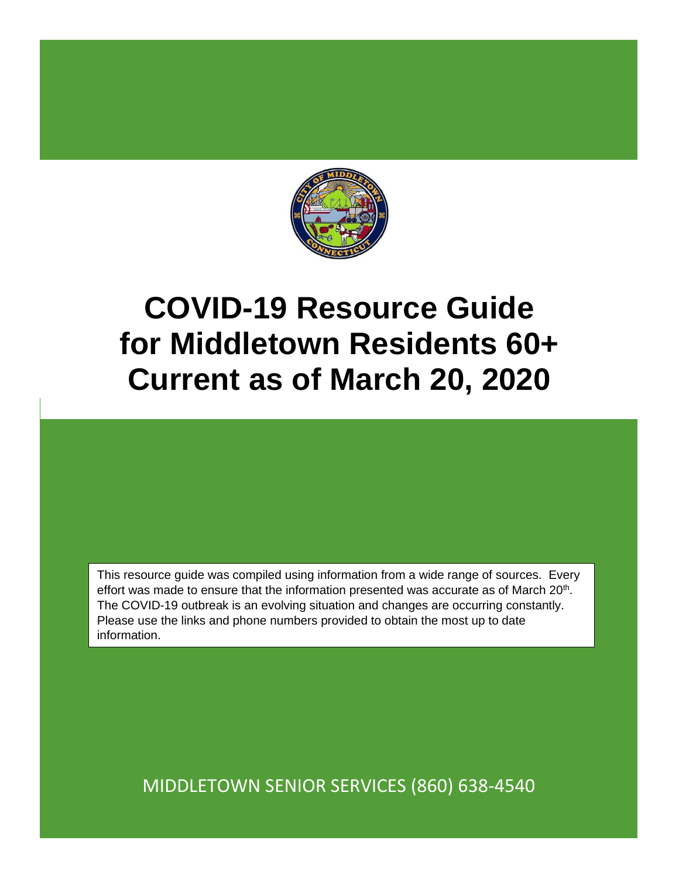# COVID-19 Resource Guide for Middletown Residents 60+ Current as of March 20, 2020

This resource guide was compiled using information from a wide range of sources. Every effort was made to ensure that the information presented was accurate as of March 20th. The COVID-19 outbreak is an evolving situation and changes are occurring constantly. Please use the links and phone numbers provided to obtain the most up to date information.

MIDDLETOWN SENIOR SERVICES (860) 638-4540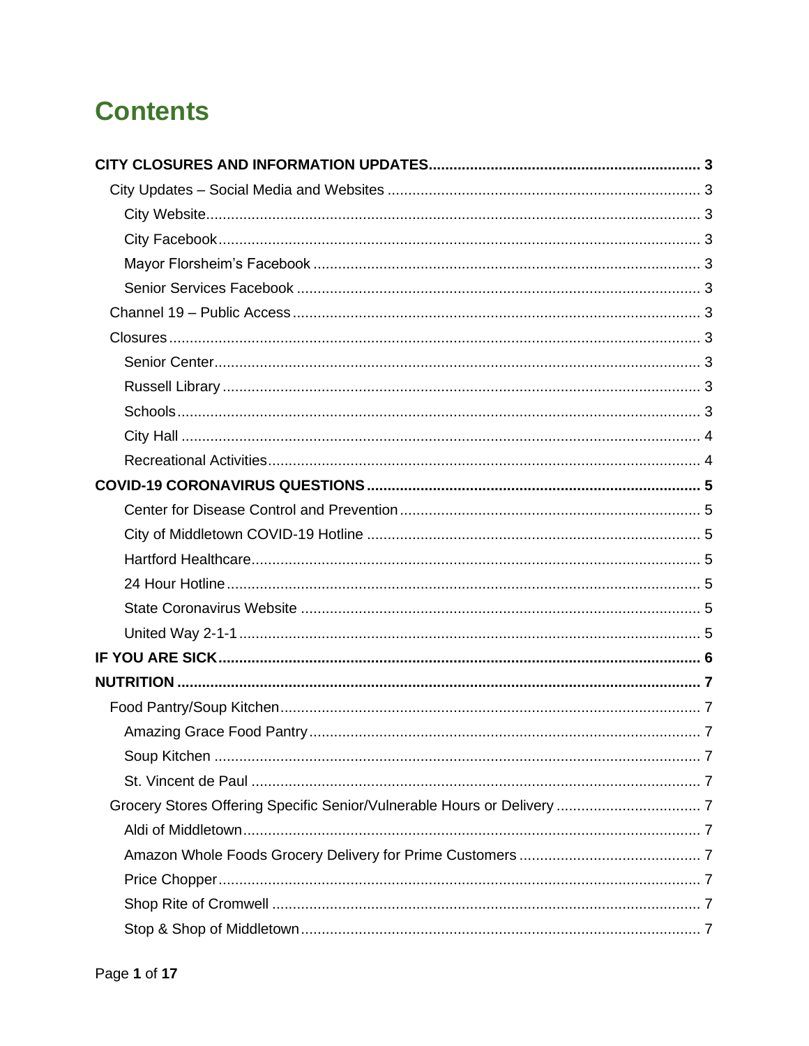# Contents

**CITY CLOSURES AND INFORMATION UPDATES** .......... **3**

- City Updates – Social Media and Websites .......... 3
  - City Website .......... 3
  - City Facebook .......... 3
  - Mayor Florsheim's Facebook .......... 3
  - Senior Services Facebook .......... 3
- Channel 19 – Public Access .......... 3
- Closures .......... 3
  - Senior Center .......... 3
  - Russell Library .......... 3
  - Schools .......... 3
  - City Hall .......... 4
  - Recreational Activities .......... 4

**COVID-19 CORONAVIRUS QUESTIONS** .......... **5**

- Center for Disease Control and Prevention .......... 5
- City of Middletown COVID-19 Hotline .......... 5
- Hartford Healthcare .......... 5
- 24 Hour Hotline .......... 5
- State Coronavirus Website .......... 5
- United Way 2-1-1 .......... 5

**IF YOU ARE SICK** .......... **6**

**NUTRITION** .......... **7**

- Food Pantry/Soup Kitchen .......... 7
  - Amazing Grace Food Pantry .......... 7
  - Soup Kitchen .......... 7
  - St. Vincent de Paul .......... 7
- Grocery Stores Offering Specific Senior/Vulnerable Hours or Delivery .......... 7
  - Aldi of Middletown .......... 7
  - Amazon Whole Foods Grocery Delivery for Prime Customers .......... 7
  - Price Chopper .......... 7
  - Shop Rite of Cromwell .......... 7
  - Stop & Shop of Middletown .......... 7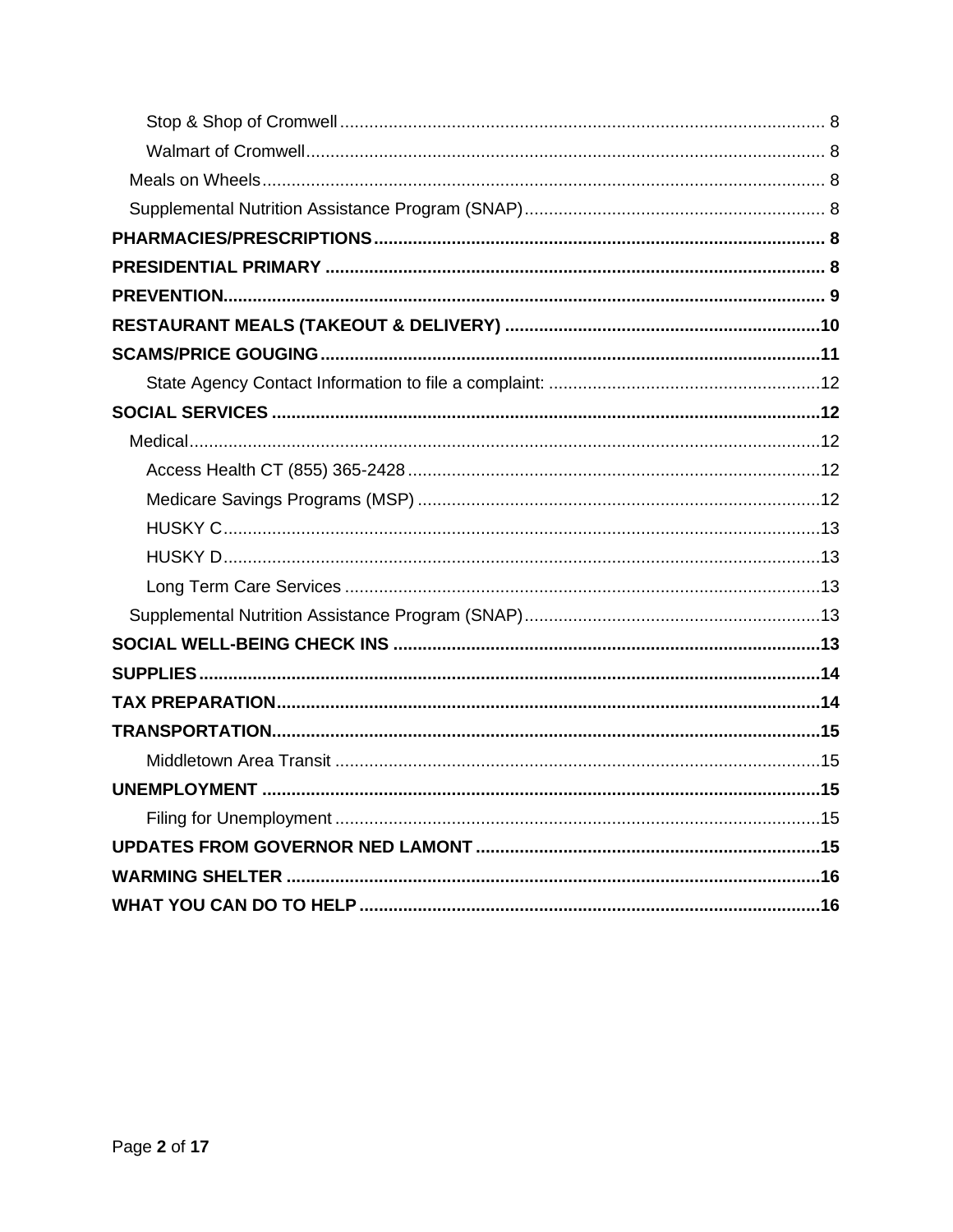- Stop & Shop of Cromwell ... 8
- Walmart of Cromwell ... 8
- Meals on Wheels ... 8
- Supplemental Nutrition Assistance Program (SNAP) ... 8

**PHARMACIES/PRESCRIPTIONS ... 8**

**PRESIDENTIAL PRIMARY ... 8**

**PREVENTION ... 9**

**RESTAURANT MEALS (TAKEOUT & DELIVERY) ... 10**

**SCAMS/PRICE GOUGING ... 11**

- State Agency Contact Information to file a complaint: ... 12

**SOCIAL SERVICES ... 12**

- Medical ... 12
  - Access Health CT (855) 365-2428 ... 12
  - Medicare Savings Programs (MSP) ... 12
  - HUSKY C ... 13
  - HUSKY D ... 13
  - Long Term Care Services ... 13
- Supplemental Nutrition Assistance Program (SNAP) ... 13

**SOCIAL WELL-BEING CHECK INS ... 13**

**SUPPLIES ... 14**

**TAX PREPARATION ... 14**

**TRANSPORTATION ... 15**

- Middletown Area Transit ... 15

**UNEMPLOYMENT ... 15**

- Filing for Unemployment ... 15

**UPDATES FROM GOVERNOR NED LAMONT ... 15**

**WARMING SHELTER ... 16**

**WHAT YOU CAN DO TO HELP ... 16**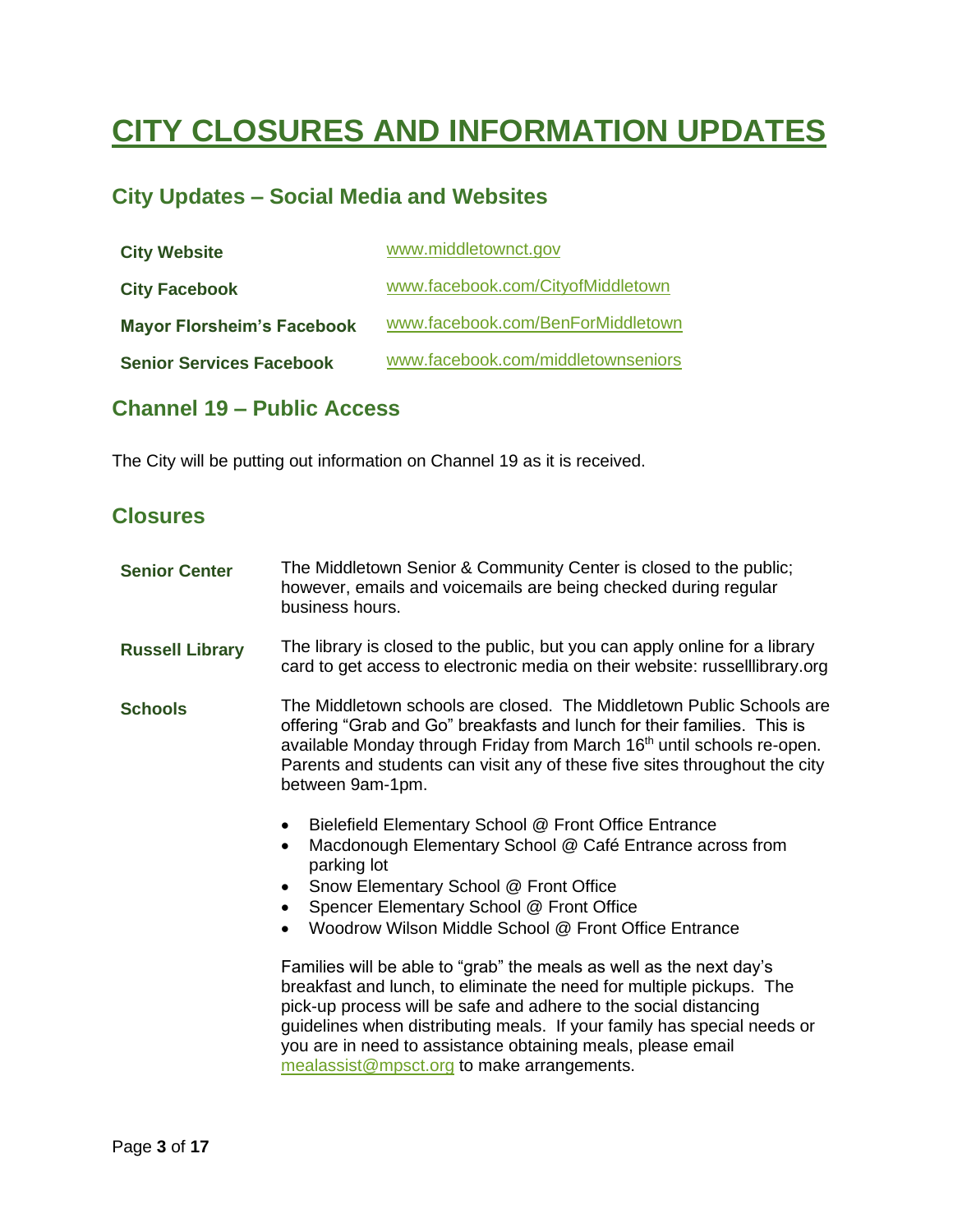# CITY CLOSURES AND INFORMATION UPDATES

## City Updates – Social Media and Websites

| | |
|---|---|
| **City Website** | www.middletownct.gov |
| **City Facebook** | www.facebook.com/CityofMiddletown |
| **Mayor Florsheim's Facebook** | www.facebook.com/BenForMiddletown |
| **Senior Services Facebook** | www.facebook.com/middletownseniors |

## Channel 19 – Public Access

The City will be putting out information on Channel 19 as it is received.

## Closures

**Senior Center**

The Middletown Senior & Community Center is closed to the public; however, emails and voicemails are being checked during regular business hours.

**Russell Library**

The library is closed to the public, but you can apply online for a library card to get access to electronic media on their website: russelllibrary.org

**Schools**

The Middletown schools are closed. The Middletown Public Schools are offering "Grab and Go" breakfasts and lunch for their families. This is available Monday through Friday from March 16th until schools re-open. Parents and students can visit any of these five sites throughout the city between 9am-1pm.

- Bielefield Elementary School @ Front Office Entrance
- Macdonough Elementary School @ Café Entrance across from parking lot
- Snow Elementary School @ Front Office
- Spencer Elementary School @ Front Office
- Woodrow Wilson Middle School @ Front Office Entrance

Families will be able to "grab" the meals as well as the next day's breakfast and lunch, to eliminate the need for multiple pickups. The pick-up process will be safe and adhere to the social distancing guidelines when distributing meals. If your family has special needs or you are in need to assistance obtaining meals, please email mealassist@mpsct.org to make arrangements.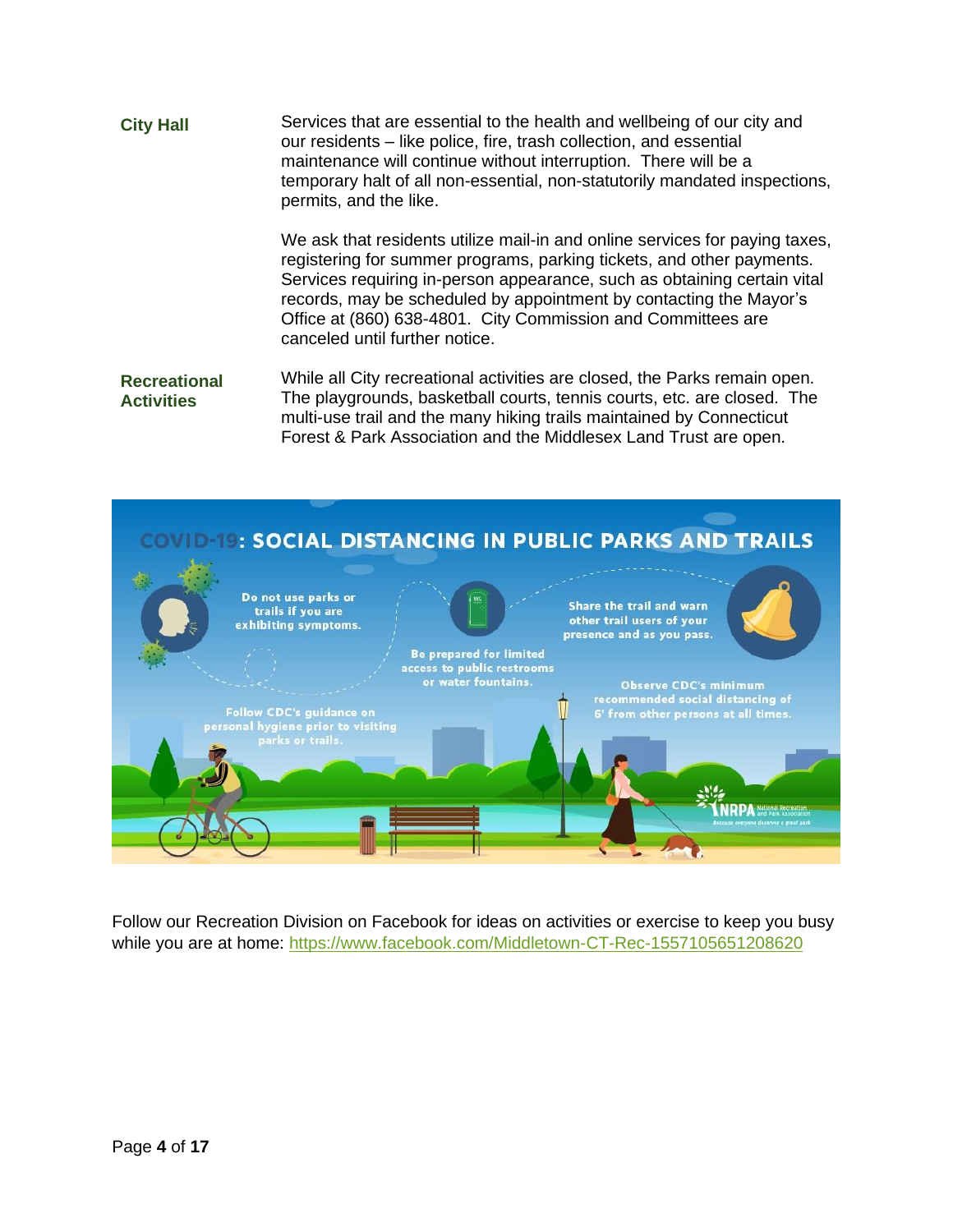**City Hall**

Services that are essential to the health and wellbeing of our city and our residents – like police, fire, trash collection, and essential maintenance will continue without interruption. There will be a temporary halt of all non-essential, non-statutorily mandated inspections, permits, and the like.

We ask that residents utilize mail-in and online services for paying taxes, registering for summer programs, parking tickets, and other payments. Services requiring in-person appearance, such as obtaining certain vital records, may be scheduled by appointment by contacting the Mayor's Office at (860) 638-4801. City Commission and Committees are canceled until further notice.

**Recreational Activities**

While all City recreational activities are closed, the Parks remain open. The playgrounds, basketball courts, tennis courts, etc. are closed. The multi-use trail and the many hiking trails maintained by Connecticut Forest & Park Association and the Middlesex Land Trust are open.

**COVID-19: SOCIAL DISTANCING IN PUBLIC PARKS AND TRAILS**

- Do not use parks or trails if you are exhibiting symptoms.
- Be prepared for limited access to public restrooms or water fountains.
- Share the trail and warn other trail users of your presence and as you pass.
- Follow CDC's guidance on personal hygiene prior to visiting parks or trails.
- Observe CDC's minimum recommended social distancing of 6' from other persons at all times.

NRPA National Recreation and Park Association

Follow our Recreation Division on Facebook for ideas on activities or exercise to keep you busy while you are at home: https://www.facebook.com/Middletown-CT-Rec-1557105651208620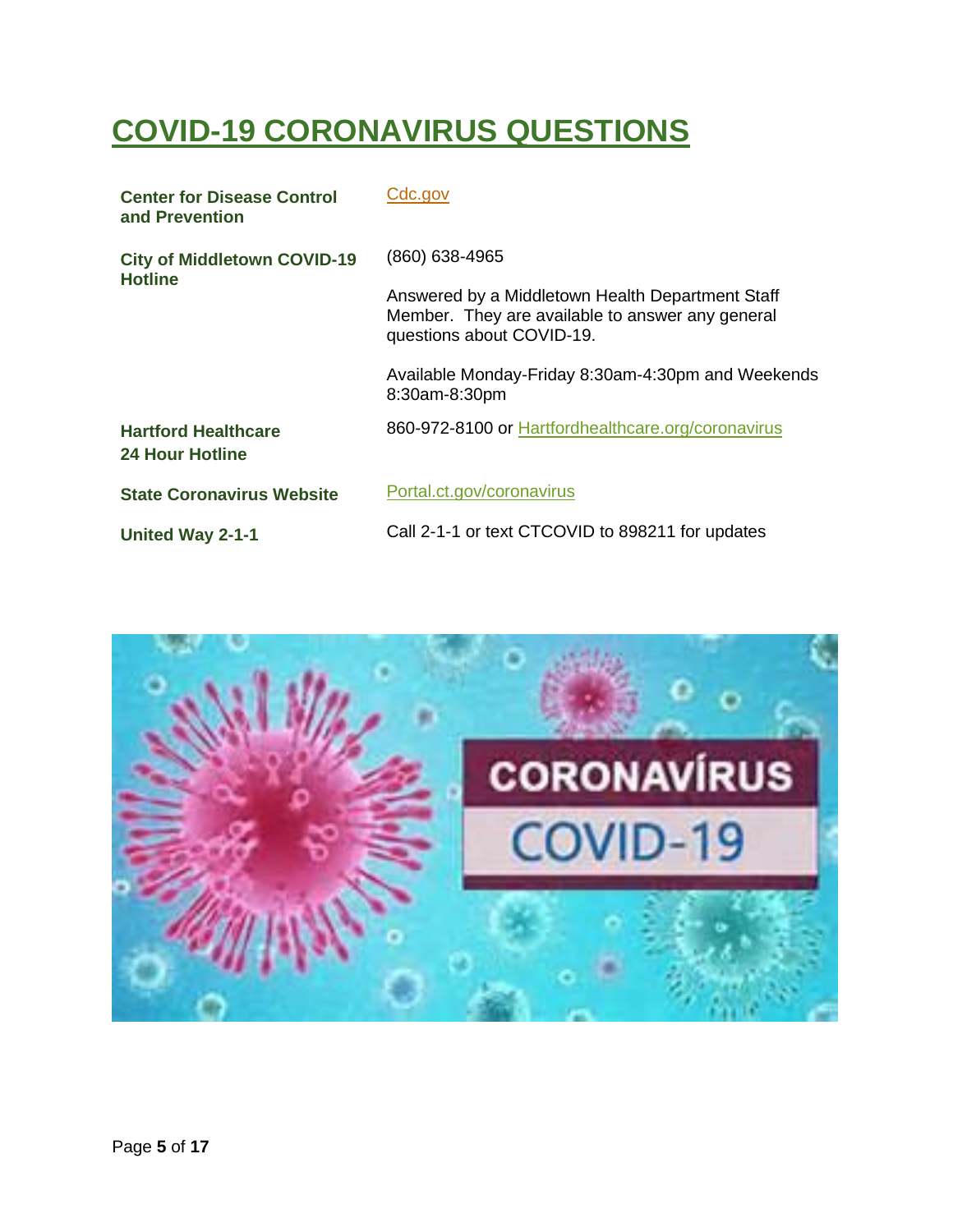# COVID-19 CORONAVIRUS QUESTIONS

| | |
|---|---|
| **Center for Disease Control and Prevention** | Cdc.gov |
| **City of Middletown COVID-19 Hotline** | (860) 638-4965<br><br>Answered by a Middletown Health Department Staff Member. They are available to answer any general questions about COVID-19.<br><br>Available Monday-Friday 8:30am-4:30pm and Weekends 8:30am-8:30pm |
| **Hartford Healthcare 24 Hour Hotline** | 860-972-8100 or Hartfordhealthcare.org/coronavirus |
| **State Coronavirus Website** | Portal.ct.gov/coronavirus |
| **United Way 2-1-1** | Call 2-1-1 or text CTCOVID to 898211 for updates |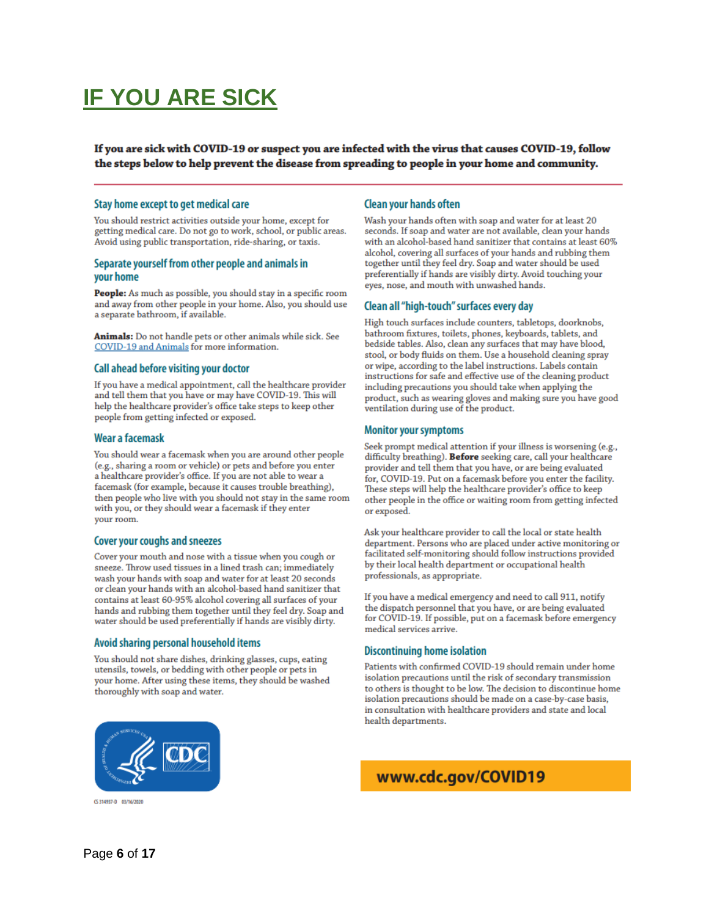# IF YOU ARE SICK

**If you are sick with COVID-19 or suspect you are infected with the virus that causes COVID-19, follow the steps below to help prevent the disease from spreading to people in your home and community.**

## Stay home except to get medical care

You should restrict activities outside your home, except for getting medical care. Do not go to work, school, or public areas. Avoid using public transportation, ride-sharing, or taxis.

## Separate yourself from other people and animals in your home

**People:** As much as possible, you should stay in a specific room and away from other people in your home. Also, you should use a separate bathroom, if available.

**Animals:** Do not handle pets or other animals while sick. See COVID-19 and Animals for more information.

## Call ahead before visiting your doctor

If you have a medical appointment, call the healthcare provider and tell them that you have or may have COVID-19. This will help the healthcare provider's office take steps to keep other people from getting infected or exposed.

## Wear a facemask

You should wear a facemask when you are around other people (e.g., sharing a room or vehicle) or pets and before you enter a healthcare provider's office. If you are not able to wear a facemask (for example, because it causes trouble breathing), then people who live with you should not stay in the same room with you, or they should wear a facemask if they enter your room.

## Cover your coughs and sneezes

Cover your mouth and nose with a tissue when you cough or sneeze. Throw used tissues in a lined trash can; immediately wash your hands with soap and water for at least 20 seconds or clean your hands with an alcohol-based hand sanitizer that contains at least 60-95% alcohol covering all surfaces of your hands and rubbing them together until they feel dry. Soap and water should be used preferentially if hands are visibly dirty.

## Avoid sharing personal household items

You should not share dishes, drinking glasses, cups, eating utensils, towels, or bedding with other people or pets in your home. After using these items, they should be washed thoroughly with soap and water.

## Clean your hands often

Wash your hands often with soap and water for at least 20 seconds. If soap and water are not available, clean your hands with an alcohol-based hand sanitizer that contains at least 60% alcohol, covering all surfaces of your hands and rubbing them together until they feel dry. Soap and water should be used preferentially if hands are visibly dirty. Avoid touching your eyes, nose, and mouth with unwashed hands.

## Clean all "high-touch" surfaces every day

High touch surfaces include counters, tabletops, doorknobs, bathroom fixtures, toilets, phones, keyboards, tablets, and bedside tables. Also, clean any surfaces that may have blood, stool, or body fluids on them. Use a household cleaning spray or wipe, according to the label instructions. Labels contain instructions for safe and effective use of the cleaning product including precautions you should take when applying the product, such as wearing gloves and making sure you have good ventilation during use of the product.

## Monitor your symptoms

Seek prompt medical attention if your illness is worsening (e.g., difficulty breathing). **Before** seeking care, call your healthcare provider and tell them that you have, or are being evaluated for, COVID-19. Put on a facemask before you enter the facility. These steps will help the healthcare provider's office to keep other people in the office or waiting room from getting infected or exposed.

Ask your healthcare provider to call the local or state health department. Persons who are placed under active monitoring or facilitated self-monitoring should follow instructions provided by their local health department or occupational health professionals, as appropriate.

If you have a medical emergency and need to call 911, notify the dispatch personnel that you have, or are being evaluated for COVID-19. If possible, put on a facemask before emergency medical services arrive.

## Discontinuing home isolation

Patients with confirmed COVID-19 should remain under home isolation precautions until the risk of secondary transmission to others is thought to be low. The decision to discontinue home isolation precautions should be made on a case-by-case basis, in consultation with healthcare providers and state and local health departments.

CDC

**www.cdc.gov/COVID19**

CS 314937-D 03/16/2020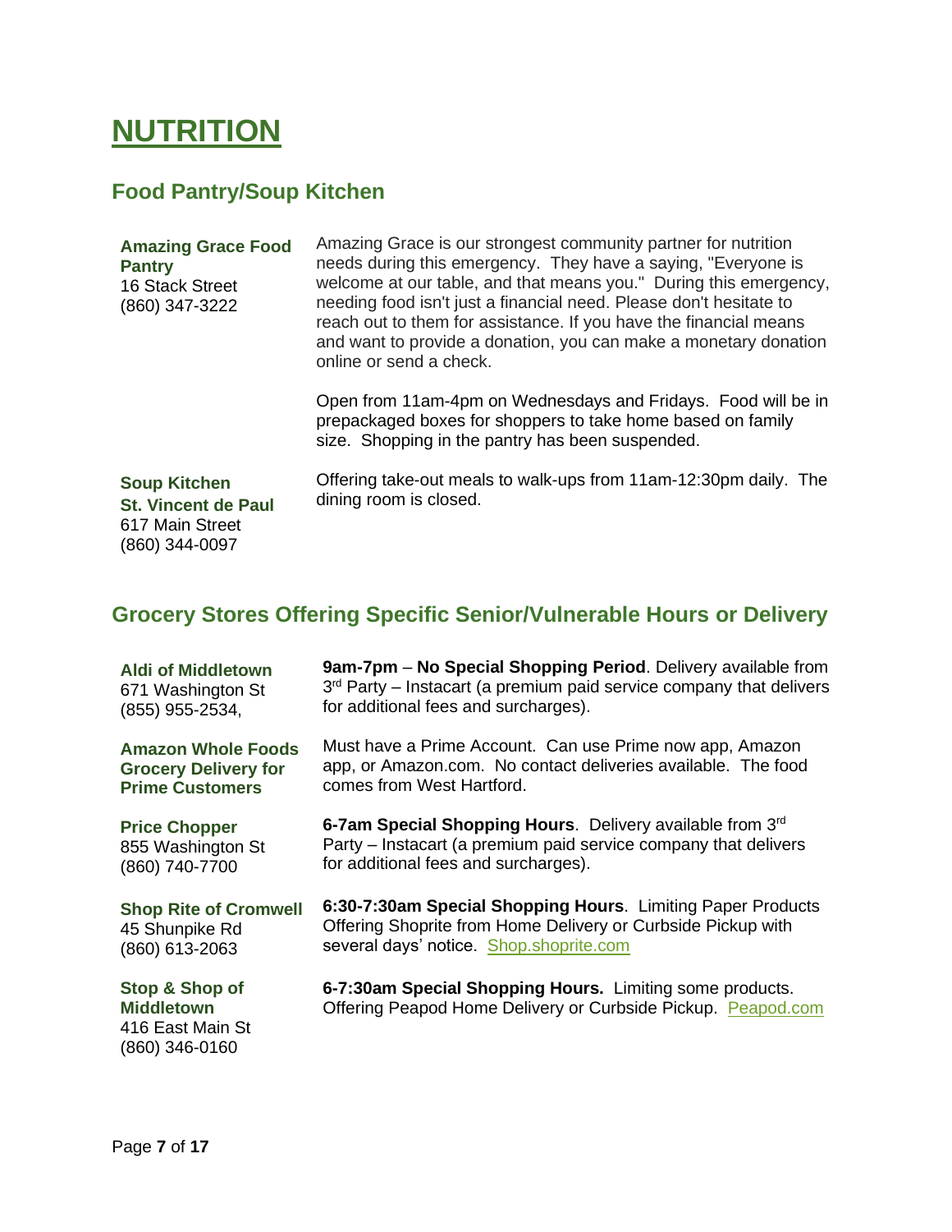# NUTRITION

## Food Pantry/Soup Kitchen

**Amazing Grace Food Pantry**
16 Stack Street
(860) 347-3222

Amazing Grace is our strongest community partner for nutrition needs during this emergency. They have a saying, "Everyone is welcome at our table, and that means you." During this emergency, needing food isn't just a financial need. Please don't hesitate to reach out to them for assistance. If you have the financial means and want to provide a donation, you can make a monetary donation online or send a check.

Open from 11am-4pm on Wednesdays and Fridays. Food will be in prepackaged boxes for shoppers to take home based on family size. Shopping in the pantry has been suspended.

**Soup Kitchen**
**St. Vincent de Paul**
617 Main Street
(860) 344-0097

Offering take-out meals to walk-ups from 11am-12:30pm daily. The dining room is closed.

## Grocery Stores Offering Specific Senior/Vulnerable Hours or Delivery

**Aldi of Middletown**
671 Washington St
(855) 955-2534,

**9am-7pm** – **No Special Shopping Period**. Delivery available from 3rd Party – Instacart (a premium paid service company that delivers for additional fees and surcharges).

**Amazon Whole Foods Grocery Delivery for Prime Customers**

Must have a Prime Account. Can use Prime now app, Amazon app, or Amazon.com. No contact deliveries available. The food comes from West Hartford.

**Price Chopper**
855 Washington St
(860) 740-7700

**6-7am Special Shopping Hours**. Delivery available from 3rd Party – Instacart (a premium paid service company that delivers for additional fees and surcharges).

**Shop Rite of Cromwell**
45 Shunpike Rd
(860) 613-2063

**6:30-7:30am Special Shopping Hours**. Limiting Paper Products Offering Shoprite from Home Delivery or Curbside Pickup with several days' notice. Shop.shoprite.com

**Stop & Shop of Middletown**
416 East Main St
(860) 346-0160

**6-7:30am Special Shopping Hours.** Limiting some products. Offering Peapod Home Delivery or Curbside Pickup. Peapod.com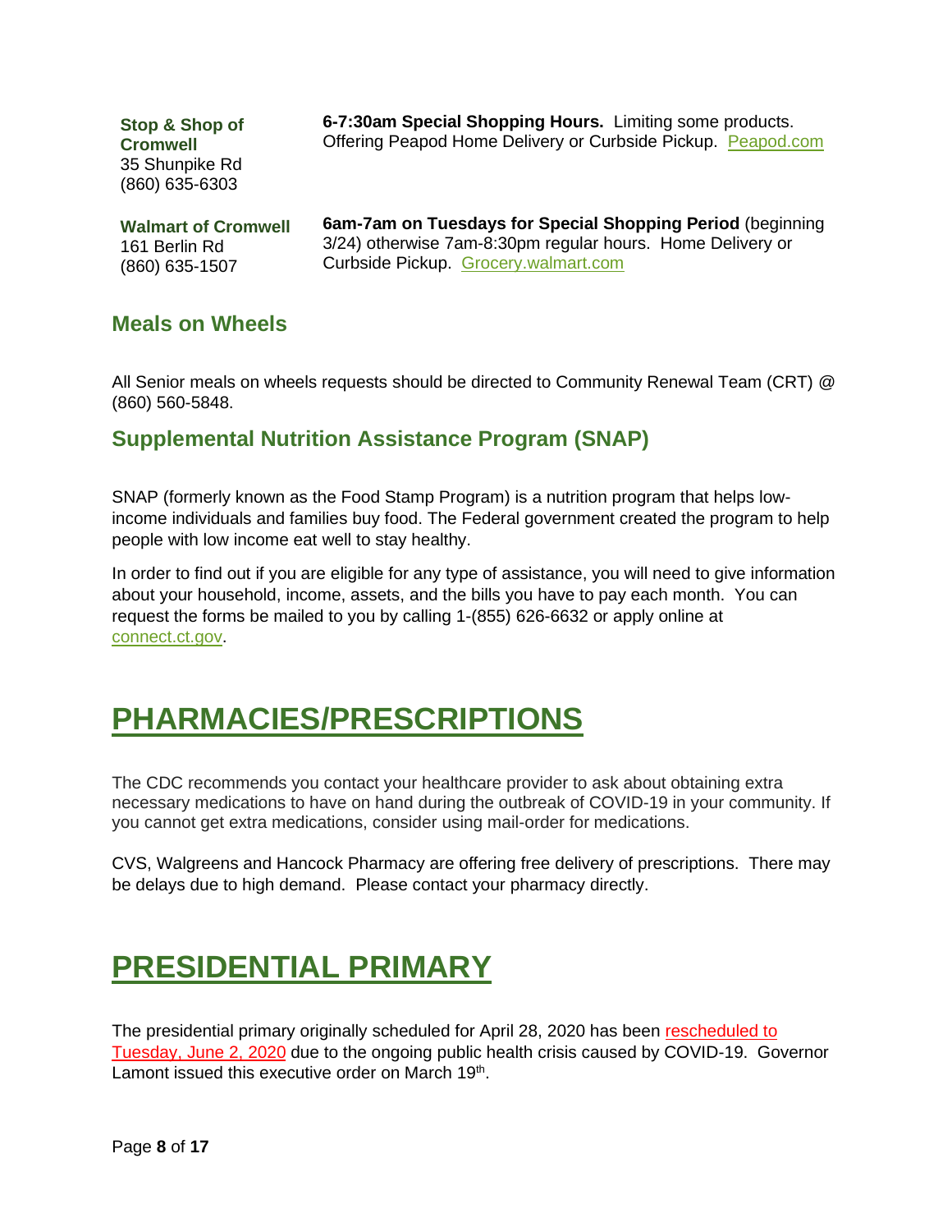| | |
|---|---|
| **Stop & Shop of Cromwell**<br>35 Shunpike Rd<br>(860) 635-6303 | **6-7:30am Special Shopping Hours.** Limiting some products. Offering Peapod Home Delivery or Curbside Pickup. [Peapod.com](Peapod.com) |
| **Walmart of Cromwell**<br>161 Berlin Rd<br>(860) 635-1507 | **6am-7am on Tuesdays for Special Shopping Period** (beginning 3/24) otherwise 7am-8:30pm regular hours. Home Delivery or Curbside Pickup. [Grocery.walmart.com](Grocery.walmart.com) |

## Meals on Wheels

All Senior meals on wheels requests should be directed to Community Renewal Team (CRT) @ (860) 560-5848.

## Supplemental Nutrition Assistance Program (SNAP)

SNAP (formerly known as the Food Stamp Program) is a nutrition program that helps low-income individuals and families buy food. The Federal government created the program to help people with low income eat well to stay healthy.

In order to find out if you are eligible for any type of assistance, you will need to give information about your household, income, assets, and the bills you have to pay each month. You can request the forms be mailed to you by calling 1-(855) 626-6632 or apply online at [connect.ct.gov](connect.ct.gov).

# PHARMACIES/PRESCRIPTIONS

The CDC recommends you contact your healthcare provider to ask about obtaining extra necessary medications to have on hand during the outbreak of COVID-19 in your community. If you cannot get extra medications, consider using mail-order for medications.

CVS, Walgreens and Hancock Pharmacy are offering free delivery of prescriptions. There may be delays due to high demand. Please contact your pharmacy directly.

# PRESIDENTIAL PRIMARY

The presidential primary originally scheduled for April 28, 2020 has been rescheduled to Tuesday, June 2, 2020 due to the ongoing public health crisis caused by COVID-19. Governor Lamont issued this executive order on March 19th.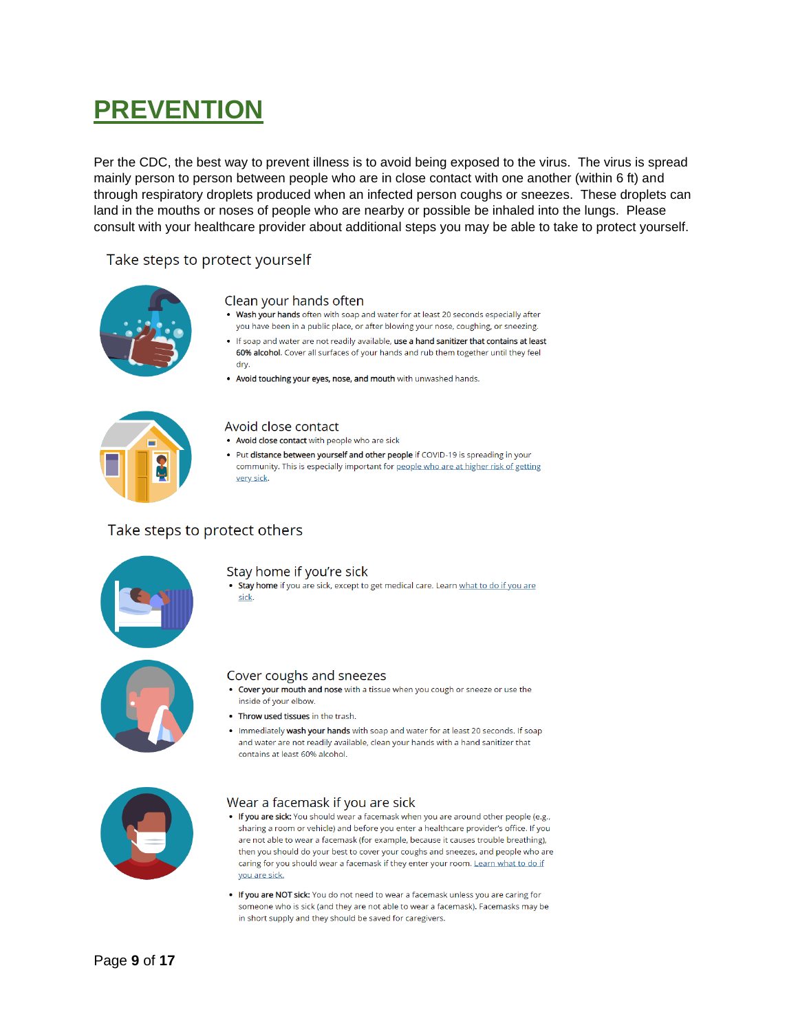# PREVENTION

Per the CDC, the best way to prevent illness is to avoid being exposed to the virus. The virus is spread mainly person to person between people who are in close contact with one another (within 6 ft) and through respiratory droplets produced when an infected person coughs or sneezes. These droplets can land in the mouths or noses of people who are nearby or possible be inhaled into the lungs. Please consult with your healthcare provider about additional steps you may be able to take to protect yourself.

## Take steps to protect yourself

### Clean your hands often

- **Wash your hands** often with soap and water for at least 20 seconds especially after you have been in a public place, or after blowing your nose, coughing, or sneezing.
- If soap and water are not readily available, **use a hand sanitizer that contains at least 60% alcohol.** Cover all surfaces of your hands and rub them together until they feel dry.
- **Avoid touching your eyes, nose, and mouth** with unwashed hands.

### Avoid close contact

- **Avoid close contact** with people who are sick
- Put **distance between yourself and other people** if COVID-19 is spreading in your community. This is especially important for people who are at higher risk of getting very sick.

## Take steps to protect others

### Stay home if you're sick

- **Stay home** if you are sick, except to get medical care. Learn what to do if you are sick.

### Cover coughs and sneezes

- **Cover your mouth and nose** with a tissue when you cough or sneeze or use the inside of your elbow.
- **Throw used tissues** in the trash.
- Immediately **wash your hands** with soap and water for at least 20 seconds. If soap and water are not readily available, clean your hands with a hand sanitizer that contains at least 60% alcohol.

### Wear a facemask if you are sick

- **If you are sick:** You should wear a facemask when you are around other people (e.g., sharing a room or vehicle) and before you enter a healthcare provider's office. If you are not able to wear a facemask (for example, because it causes trouble breathing), then you should do your best to cover your coughs and sneezes, and people who are caring for you should wear a facemask if they enter your room. Learn what to do if you are sick.
- **If you are NOT sick:** You do not need to wear a facemask unless you are caring for someone who is sick (and they are not able to wear a facemask). Facemasks may be in short supply and they should be saved for caregivers.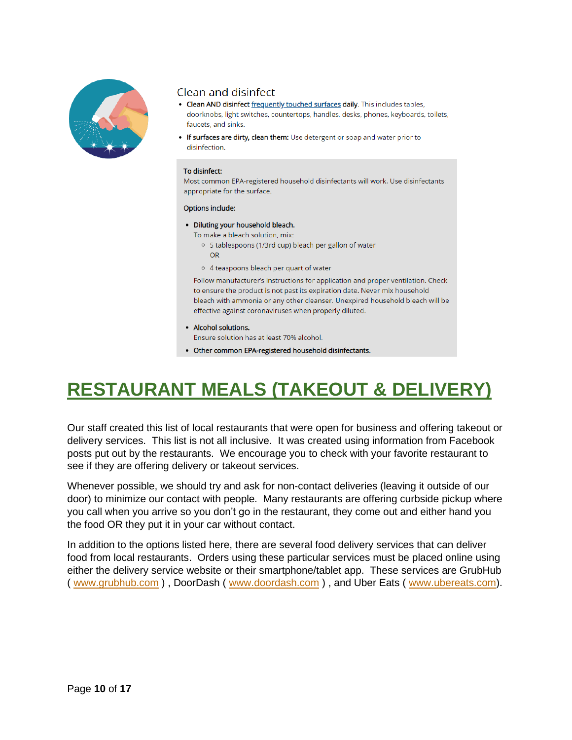### Clean and disinfect

- **Clean AND disinfect** frequently touched surfaces **daily**. This includes tables, doorknobs, light switches, countertops, handles, desks, phones, keyboards, toilets, faucets, and sinks.
- **If surfaces are dirty, clean them:** Use detergent or soap and water prior to disinfection.

**To disinfect:**
Most common EPA-registered household disinfectants will work. Use disinfectants appropriate for the surface.

**Options include:**

- **Diluting your household bleach.**
  To make a bleach solution, mix:
  - 5 tablespoons (1/3rd cup) bleach per gallon of water
    OR
  - 4 teaspoons bleach per quart of water

  Follow manufacturer's instructions for application and proper ventilation. Check to ensure the product is not past its expiration date. Never mix household bleach with ammonia or any other cleanser. Unexpired household bleach will be effective against coronaviruses when properly diluted.
- **Alcohol solutions.**
  Ensure solution has at least 70% alcohol.
- **Other common EPA-registered household disinfectants.**

# RESTAURANT MEALS (TAKEOUT & DELIVERY)

Our staff created this list of local restaurants that were open for business and offering takeout or delivery services. This list is not all inclusive. It was created using information from Facebook posts put out by the restaurants. We encourage you to check with your favorite restaurant to see if they are offering delivery or takeout services.

Whenever possible, we should try and ask for non-contact deliveries (leaving it outside of our door) to minimize our contact with people. Many restaurants are offering curbside pickup where you call when you arrive so you don't go in the restaurant, they come out and either hand you the food OR they put it in your car without contact.

In addition to the options listed here, there are several food delivery services that can deliver food from local restaurants. Orders using these particular services must be placed online using either the delivery service website or their smartphone/tablet app. These services are GrubHub ( www.grubhub.com ) , DoorDash ( www.doordash.com ) , and Uber Eats ( www.ubereats.com).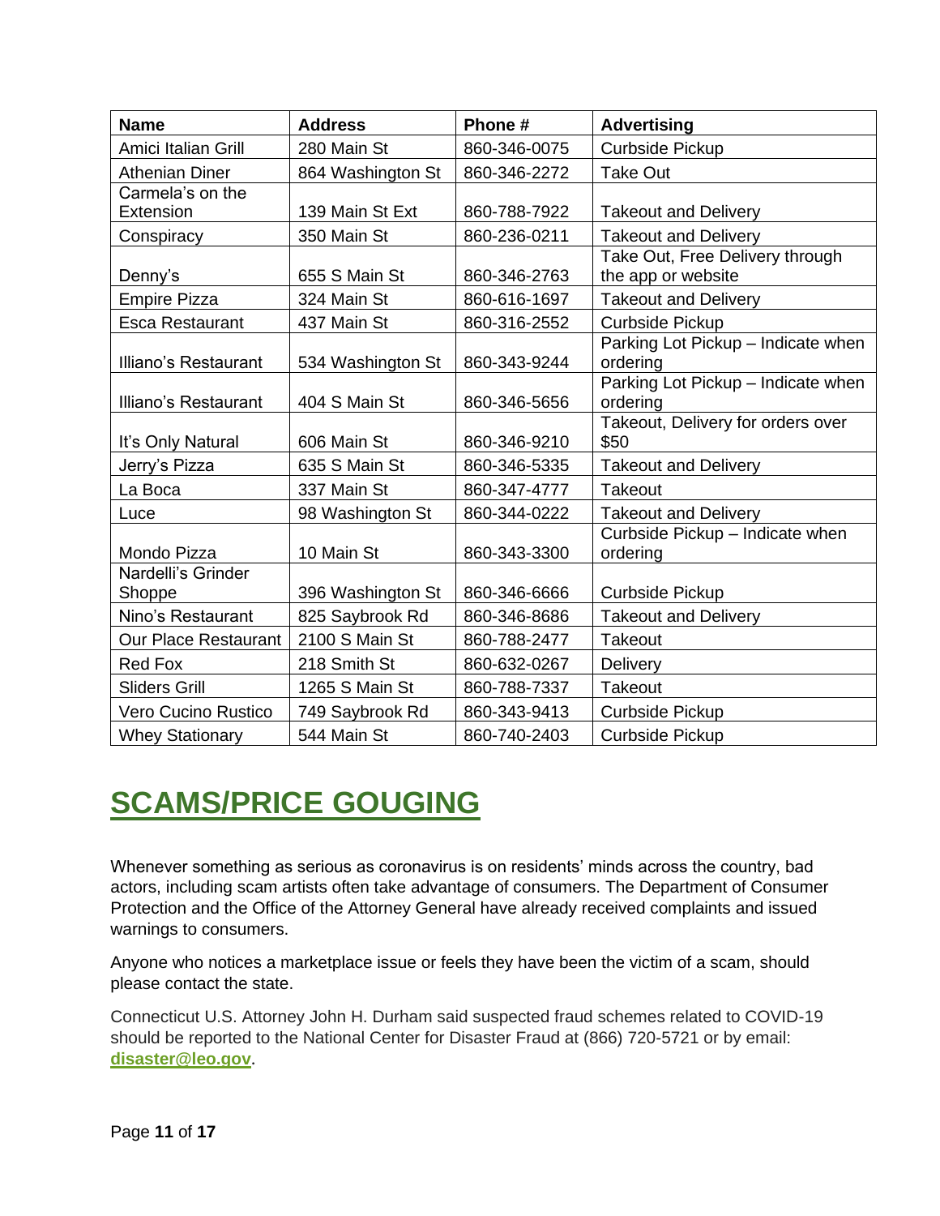| Name | Address | Phone # | Advertising |
|---|---|---|---|
| Amici Italian Grill | 280 Main St | 860-346-0075 | Curbside Pickup |
| Athenian Diner | 864 Washington St | 860-346-2272 | Take Out |
| Carmela's on the Extension | 139 Main St Ext | 860-788-7922 | Takeout and Delivery |
| Conspiracy | 350 Main St | 860-236-0211 | Takeout and Delivery |
| Denny's | 655 S Main St | 860-346-2763 | Take Out, Free Delivery through the app or website |
| Empire Pizza | 324 Main St | 860-616-1697 | Takeout and Delivery |
| Esca Restaurant | 437 Main St | 860-316-2552 | Curbside Pickup |
| Illiano's Restaurant | 534 Washington St | 860-343-9244 | Parking Lot Pickup – Indicate when ordering |
| Illiano's Restaurant | 404 S Main St | 860-346-5656 | Parking Lot Pickup – Indicate when ordering |
| It's Only Natural | 606 Main St | 860-346-9210 | Takeout, Delivery for orders over $50 |
| Jerry's Pizza | 635 S Main St | 860-346-5335 | Takeout and Delivery |
| La Boca | 337 Main St | 860-347-4777 | Takeout |
| Luce | 98 Washington St | 860-344-0222 | Takeout and Delivery |
| Mondo Pizza | 10 Main St | 860-343-3300 | Curbside Pickup – Indicate when ordering |
| Nardelli's Grinder Shoppe | 396 Washington St | 860-346-6666 | Curbside Pickup |
| Nino's Restaurant | 825 Saybrook Rd | 860-346-8686 | Takeout and Delivery |
| Our Place Restaurant | 2100 S Main St | 860-788-2477 | Takeout |
| Red Fox | 218 Smith St | 860-632-0267 | Delivery |
| Sliders Grill | 1265 S Main St | 860-788-7337 | Takeout |
| Vero Cucino Rustico | 749 Saybrook Rd | 860-343-9413 | Curbside Pickup |
| Whey Stationary | 544 Main St | 860-740-2403 | Curbside Pickup |

# SCAMS/PRICE GOUGING

Whenever something as serious as coronavirus is on residents' minds across the country, bad actors, including scam artists often take advantage of consumers. The Department of Consumer Protection and the Office of the Attorney General have already received complaints and issued warnings to consumers.

Anyone who notices a marketplace issue or feels they have been the victim of a scam, should please contact the state.

Connecticut U.S. Attorney John H. Durham said suspected fraud schemes related to COVID-19 should be reported to the National Center for Disaster Fraud at (866) 720-5721 or by email: **disaster@leo.gov**.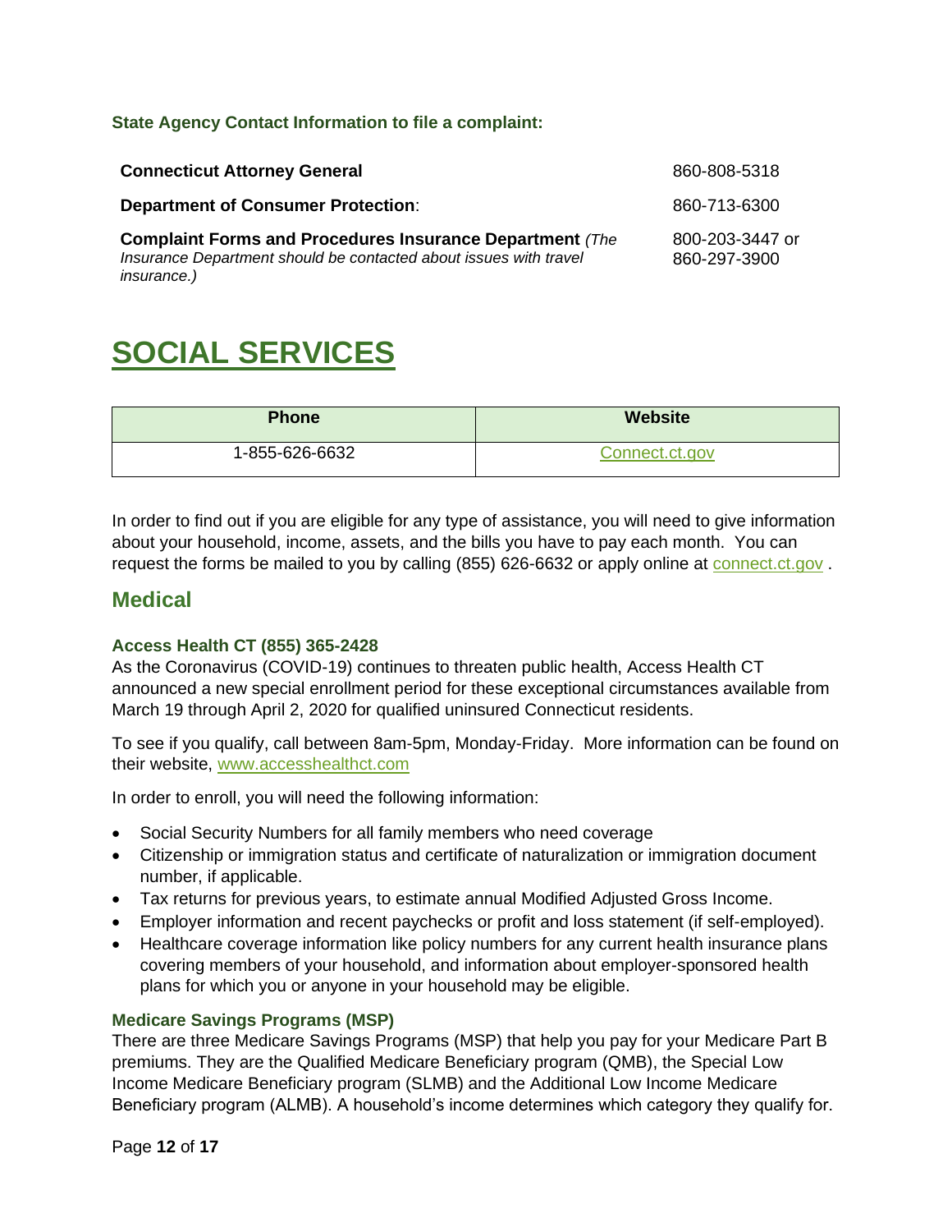**State Agency Contact Information to file a complaint:**

| | |
|---|---|
| **Connecticut Attorney General** | 860-808-5318 |
| **Department of Consumer Protection**: | 860-713-6300 |
| **Complaint Forms and Procedures Insurance Department** *(The Insurance Department should be contacted about issues with travel insurance.)* | 800-203-3447 or 860-297-3900 |

# SOCIAL SERVICES

| Phone | Website |
|---|---|
| 1-855-626-6632 | Connect.ct.gov |

In order to find out if you are eligible for any type of assistance, you will need to give information about your household, income, assets, and the bills you have to pay each month. You can request the forms be mailed to you by calling (855) 626-6632 or apply online at connect.ct.gov .

## Medical

### Access Health CT (855) 365-2428

As the Coronavirus (COVID-19) continues to threaten public health, Access Health CT announced a new special enrollment period for these exceptional circumstances available from March 19 through April 2, 2020 for qualified uninsured Connecticut residents.

To see if you qualify, call between 8am-5pm, Monday-Friday. More information can be found on their website, www.accesshealthct.com

In order to enroll, you will need the following information:

- Social Security Numbers for all family members who need coverage
- Citizenship or immigration status and certificate of naturalization or immigration document number, if applicable.
- Tax returns for previous years, to estimate annual Modified Adjusted Gross Income.
- Employer information and recent paychecks or profit and loss statement (if self-employed).
- Healthcare coverage information like policy numbers for any current health insurance plans covering members of your household, and information about employer-sponsored health plans for which you or anyone in your household may be eligible.

### Medicare Savings Programs (MSP)

There are three Medicare Savings Programs (MSP) that help you pay for your Medicare Part B premiums. They are the Qualified Medicare Beneficiary program (QMB), the Special Low Income Medicare Beneficiary program (SLMB) and the Additional Low Income Medicare Beneficiary program (ALMB). A household's income determines which category they qualify for.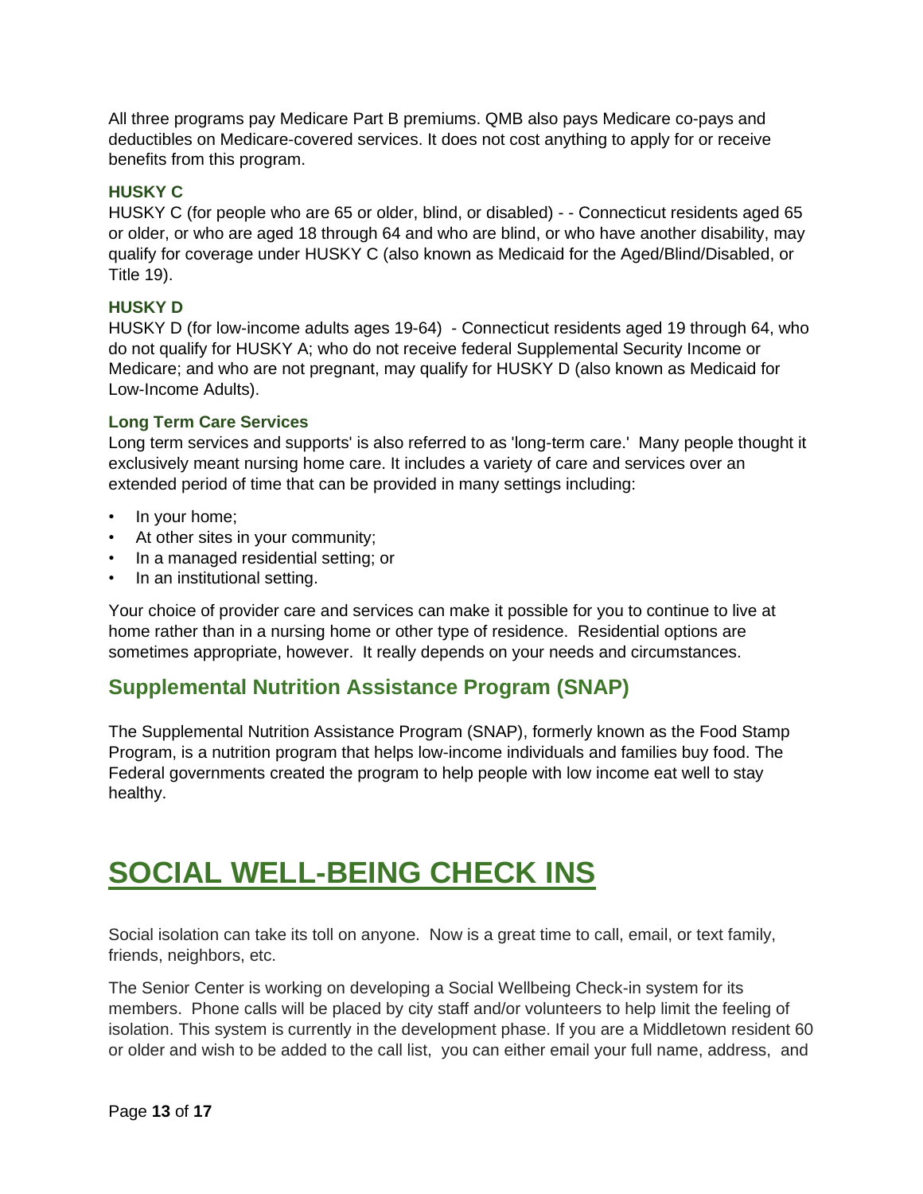All three programs pay Medicare Part B premiums. QMB also pays Medicare co-pays and deductibles on Medicare-covered services. It does not cost anything to apply for or receive benefits from this program.

### HUSKY C

HUSKY C (for people who are 65 or older, blind, or disabled) - - Connecticut residents aged 65 or older, or who are aged 18 through 64 and who are blind, or who have another disability, may qualify for coverage under HUSKY C (also known as Medicaid for the Aged/Blind/Disabled, or Title 19).

### HUSKY D

HUSKY D (for low-income adults ages 19-64) - Connecticut residents aged 19 through 64, who do not qualify for HUSKY A; who do not receive federal Supplemental Security Income or Medicare; and who are not pregnant, may qualify for HUSKY D (also known as Medicaid for Low-Income Adults).

### Long Term Care Services

Long term services and supports' is also referred to as 'long-term care.' Many people thought it exclusively meant nursing home care. It includes a variety of care and services over an extended period of time that can be provided in many settings including:

- In your home;
- At other sites in your community;
- In a managed residential setting; or
- In an institutional setting.

Your choice of provider care and services can make it possible for you to continue to live at home rather than in a nursing home or other type of residence. Residential options are sometimes appropriate, however. It really depends on your needs and circumstances.

## Supplemental Nutrition Assistance Program (SNAP)

The Supplemental Nutrition Assistance Program (SNAP), formerly known as the Food Stamp Program, is a nutrition program that helps low-income individuals and families buy food. The Federal governments created the program to help people with low income eat well to stay healthy.

# SOCIAL WELL-BEING CHECK INS

Social isolation can take its toll on anyone. Now is a great time to call, email, or text family, friends, neighbors, etc.

The Senior Center is working on developing a Social Wellbeing Check-in system for its members. Phone calls will be placed by city staff and/or volunteers to help limit the feeling of isolation. This system is currently in the development phase. If you are a Middletown resident 60 or older and wish to be added to the call list, you can either email your full name, address, and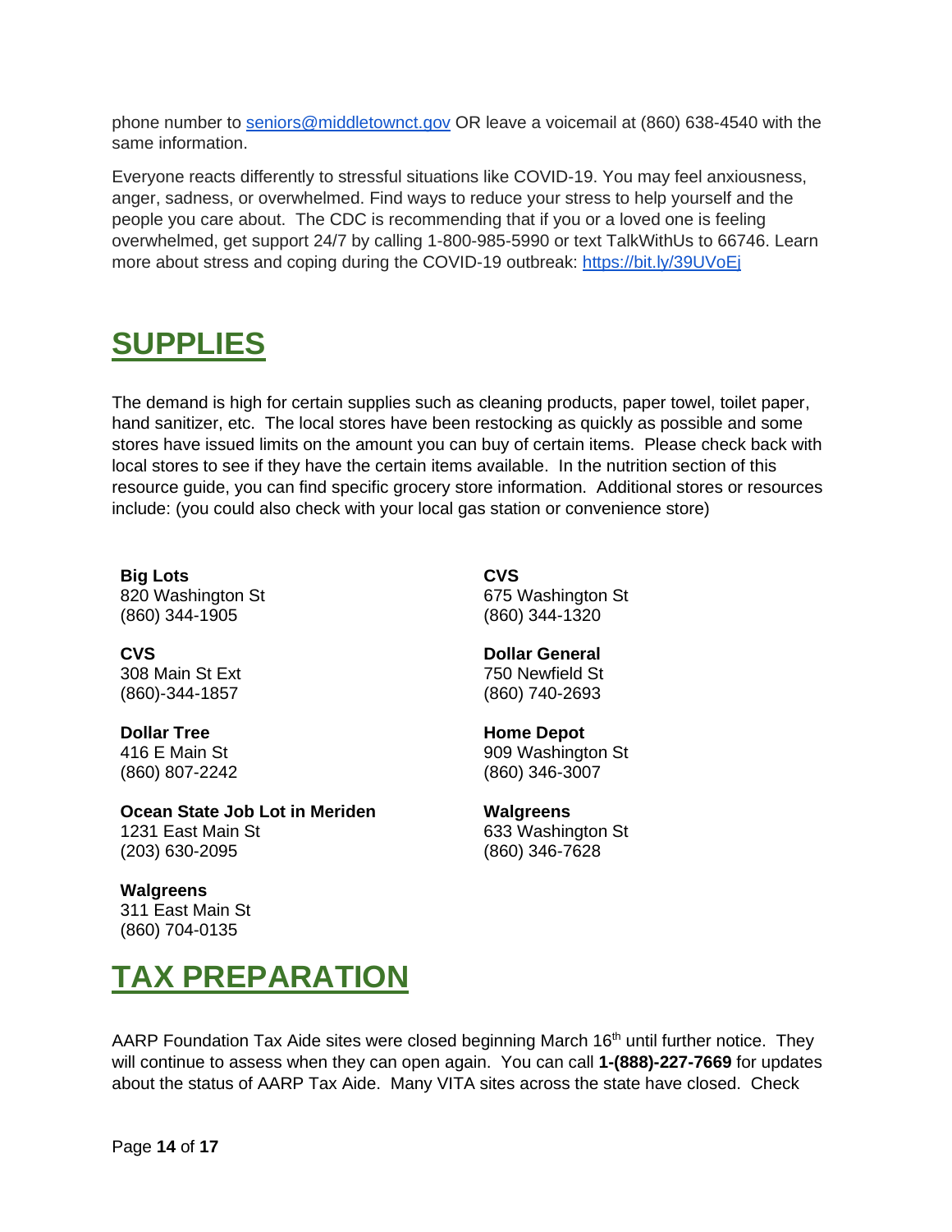phone number to [seniors@middletownct.gov](mailto:seniors@middletownct.gov) OR leave a voicemail at (860) 638-4540 with the same information.

Everyone reacts differently to stressful situations like COVID-19. You may feel anxiousness, anger, sadness, or overwhelmed. Find ways to reduce your stress to help yourself and the people you care about. The CDC is recommending that if you or a loved one is feeling overwhelmed, get support 24/7 by calling 1-800-985-5990 or text TalkWithUs to 66746. Learn more about stress and coping during the COVID-19 outbreak: [https://bit.ly/39UVoEj](https://bit.ly/39UVoEj)

# SUPPLIES

The demand is high for certain supplies such as cleaning products, paper towel, toilet paper, hand sanitizer, etc. The local stores have been restocking as quickly as possible and some stores have issued limits on the amount you can buy of certain items. Please check back with local stores to see if they have the certain items available. In the nutrition section of this resource guide, you can find specific grocery store information. Additional stores or resources include: (you could also check with your local gas station or convenience store)

**Big Lots**
820 Washington St
(860) 344-1905

**CVS**
308 Main St Ext
(860)-344-1857

**Dollar Tree**
416 E Main St
(860) 807-2242

**Ocean State Job Lot in Meriden**
1231 East Main St
(203) 630-2095

**Walgreens**
311 East Main St
(860) 704-0135

**CVS**
675 Washington St
(860) 344-1320

**Dollar General**
750 Newfield St
(860) 740-2693

**Home Depot**
909 Washington St
(860) 346-3007

**Walgreens**
633 Washington St
(860) 346-7628

# TAX PREPARATION

AARP Foundation Tax Aide sites were closed beginning March 16th until further notice. They will continue to assess when they can open again. You can call **1-(888)-227-7669** for updates about the status of AARP Tax Aide. Many VITA sites across the state have closed. Check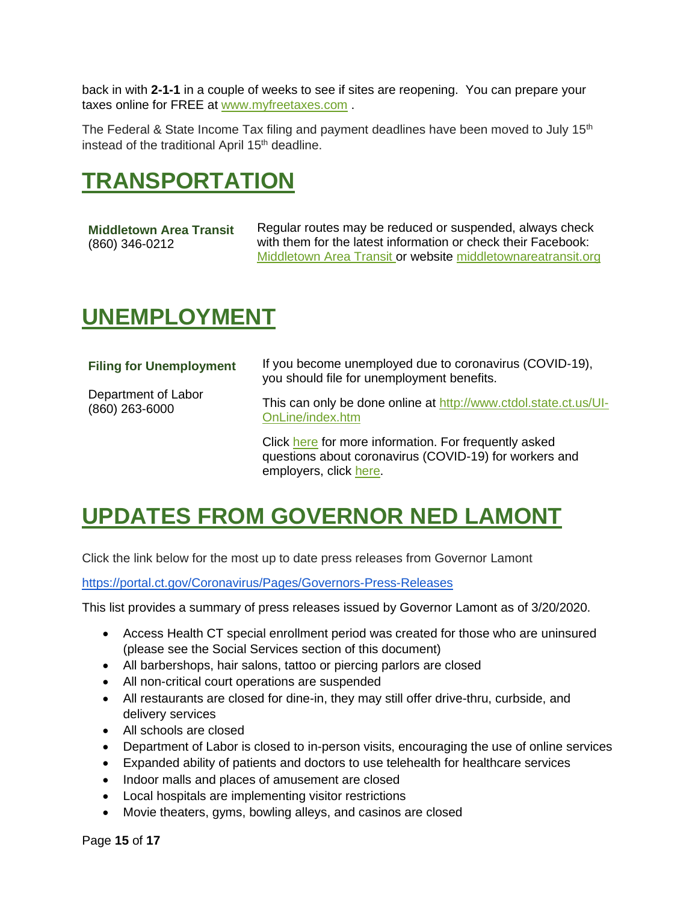back in with **2-1-1** in a couple of weeks to see if sites are reopening. You can prepare your taxes online for FREE at [www.myfreetaxes.com](http://www.myfreetaxes.com) .

The Federal & State Income Tax filing and payment deadlines have been moved to July 15th instead of the traditional April 15th deadline.

# TRANSPORTATION

| | |
|---|---|
| **Middletown Area Transit** (860) 346-0212 | Regular routes may be reduced or suspended, always check with them for the latest information or check their Facebook: Middletown Area Transit or website middletownareatransit.org |

# UNEMPLOYMENT

| | |
|---|---|
| **Filing for Unemployment** | If you become unemployed due to coronavirus (COVID-19), you should file for unemployment benefits. |
| Department of Labor (860) 263-6000 | This can only be done online at http://www.ctdol.state.ct.us/UI-OnLine/index.htm |
| | Click here for more information. For frequently asked questions about coronavirus (COVID-19) for workers and employers, click here. |

# UPDATES FROM GOVERNOR NED LAMONT

Click the link below for the most up to date press releases from Governor Lamont

https://portal.ct.gov/Coronavirus/Pages/Governors-Press-Releases

This list provides a summary of press releases issued by Governor Lamont as of 3/20/2020.

- Access Health CT special enrollment period was created for those who are uninsured (please see the Social Services section of this document)
- All barbershops, hair salons, tattoo or piercing parlors are closed
- All non-critical court operations are suspended
- All restaurants are closed for dine-in, they may still offer drive-thru, curbside, and delivery services
- All schools are closed
- Department of Labor is closed to in-person visits, encouraging the use of online services
- Expanded ability of patients and doctors to use telehealth for healthcare services
- Indoor malls and places of amusement are closed
- Local hospitals are implementing visitor restrictions
- Movie theaters, gyms, bowling alleys, and casinos are closed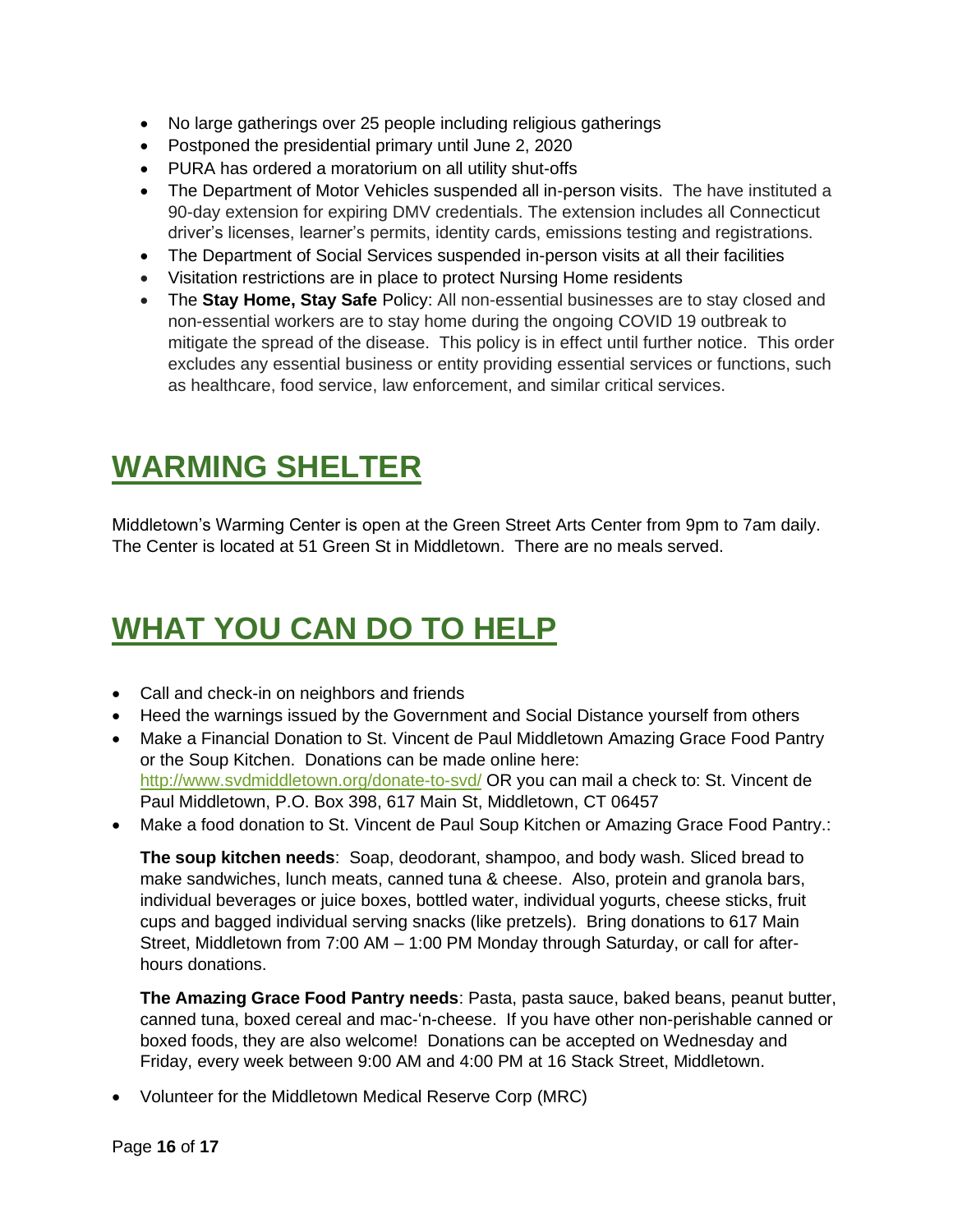- No large gatherings over 25 people including religious gatherings
- Postponed the presidential primary until June 2, 2020
- PURA has ordered a moratorium on all utility shut-offs
- The Department of Motor Vehicles suspended all in-person visits. The have instituted a 90-day extension for expiring DMV credentials. The extension includes all Connecticut driver's licenses, learner's permits, identity cards, emissions testing and registrations.
- The Department of Social Services suspended in-person visits at all their facilities
- Visitation restrictions are in place to protect Nursing Home residents
- The **Stay Home, Stay Safe** Policy: All non-essential businesses are to stay closed and non-essential workers are to stay home during the ongoing COVID 19 outbreak to mitigate the spread of the disease. This policy is in effect until further notice. This order excludes any essential business or entity providing essential services or functions, such as healthcare, food service, law enforcement, and similar critical services.

# WARMING SHELTER

Middletown's Warming Center is open at the Green Street Arts Center from 9pm to 7am daily. The Center is located at 51 Green St in Middletown. There are no meals served.

# WHAT YOU CAN DO TO HELP

- Call and check-in on neighbors and friends
- Heed the warnings issued by the Government and Social Distance yourself from others
- Make a Financial Donation to St. Vincent de Paul Middletown Amazing Grace Food Pantry or the Soup Kitchen. Donations can be made online here: http://www.svdmiddletown.org/donate-to-svd/ OR you can mail a check to: St. Vincent de Paul Middletown, P.O. Box 398, 617 Main St, Middletown, CT 06457
- Make a food donation to St. Vincent de Paul Soup Kitchen or Amazing Grace Food Pantry.:

  **The soup kitchen needs**: Soap, deodorant, shampoo, and body wash. Sliced bread to make sandwiches, lunch meats, canned tuna & cheese. Also, protein and granola bars, individual beverages or juice boxes, bottled water, individual yogurts, cheese sticks, fruit cups and bagged individual serving snacks (like pretzels). Bring donations to 617 Main Street, Middletown from 7:00 AM – 1:00 PM Monday through Saturday, or call for after-hours donations.

  **The Amazing Grace Food Pantry needs**: Pasta, pasta sauce, baked beans, peanut butter, canned tuna, boxed cereal and mac-'n-cheese. If you have other non-perishable canned or boxed foods, they are also welcome! Donations can be accepted on Wednesday and Friday, every week between 9:00 AM and 4:00 PM at 16 Stack Street, Middletown.

- Volunteer for the Middletown Medical Reserve Corp (MRC)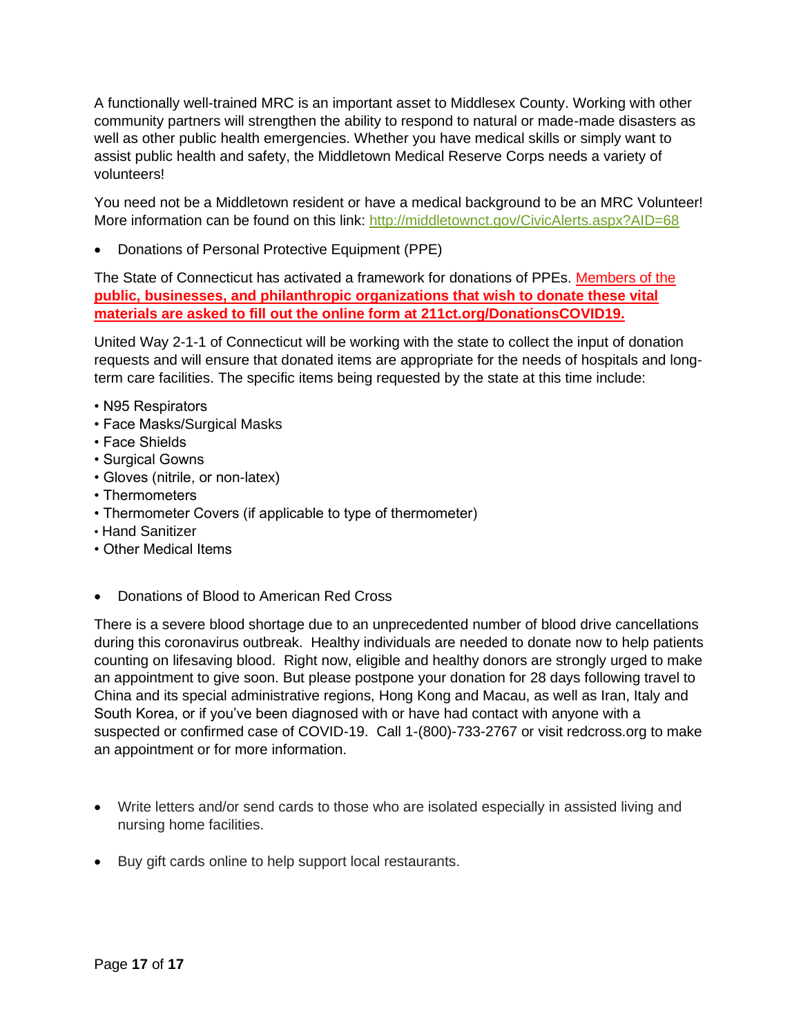A functionally well-trained MRC is an important asset to Middlesex County. Working with other community partners will strengthen the ability to respond to natural or made-made disasters as well as other public health emergencies. Whether you have medical skills or simply want to assist public health and safety, the Middletown Medical Reserve Corps needs a variety of volunteers!

You need not be a Middletown resident or have a medical background to be an MRC Volunteer! More information can be found on this link: http://middletownct.gov/CivicAlerts.aspx?AID=68

- Donations of Personal Protective Equipment (PPE)

The State of Connecticut has activated a framework for donations of PPEs. Members of the **public, businesses, and philanthropic organizations that wish to donate these vital materials are asked to fill out the online form at 211ct.org/DonationsCOVID19.**

United Way 2-1-1 of Connecticut will be working with the state to collect the input of donation requests and will ensure that donated items are appropriate for the needs of hospitals and long-term care facilities. The specific items being requested by the state at this time include:

- N95 Respirators
- Face Masks/Surgical Masks
- Face Shields
- Surgical Gowns
- Gloves (nitrile, or non-latex)
- Thermometers
- Thermometer Covers (if applicable to type of thermometer)
- Hand Sanitizer
- Other Medical Items

- Donations of Blood to American Red Cross

There is a severe blood shortage due to an unprecedented number of blood drive cancellations during this coronavirus outbreak. Healthy individuals are needed to donate now to help patients counting on lifesaving blood. Right now, eligible and healthy donors are strongly urged to make an appointment to give soon. But please postpone your donation for 28 days following travel to China and its special administrative regions, Hong Kong and Macau, as well as Iran, Italy and South Korea, or if you've been diagnosed with or have had contact with anyone with a suspected or confirmed case of COVID-19. Call 1-(800)-733-2767 or visit redcross.org to make an appointment or for more information.

- Write letters and/or send cards to those who are isolated especially in assisted living and nursing home facilities.

- Buy gift cards online to help support local restaurants.